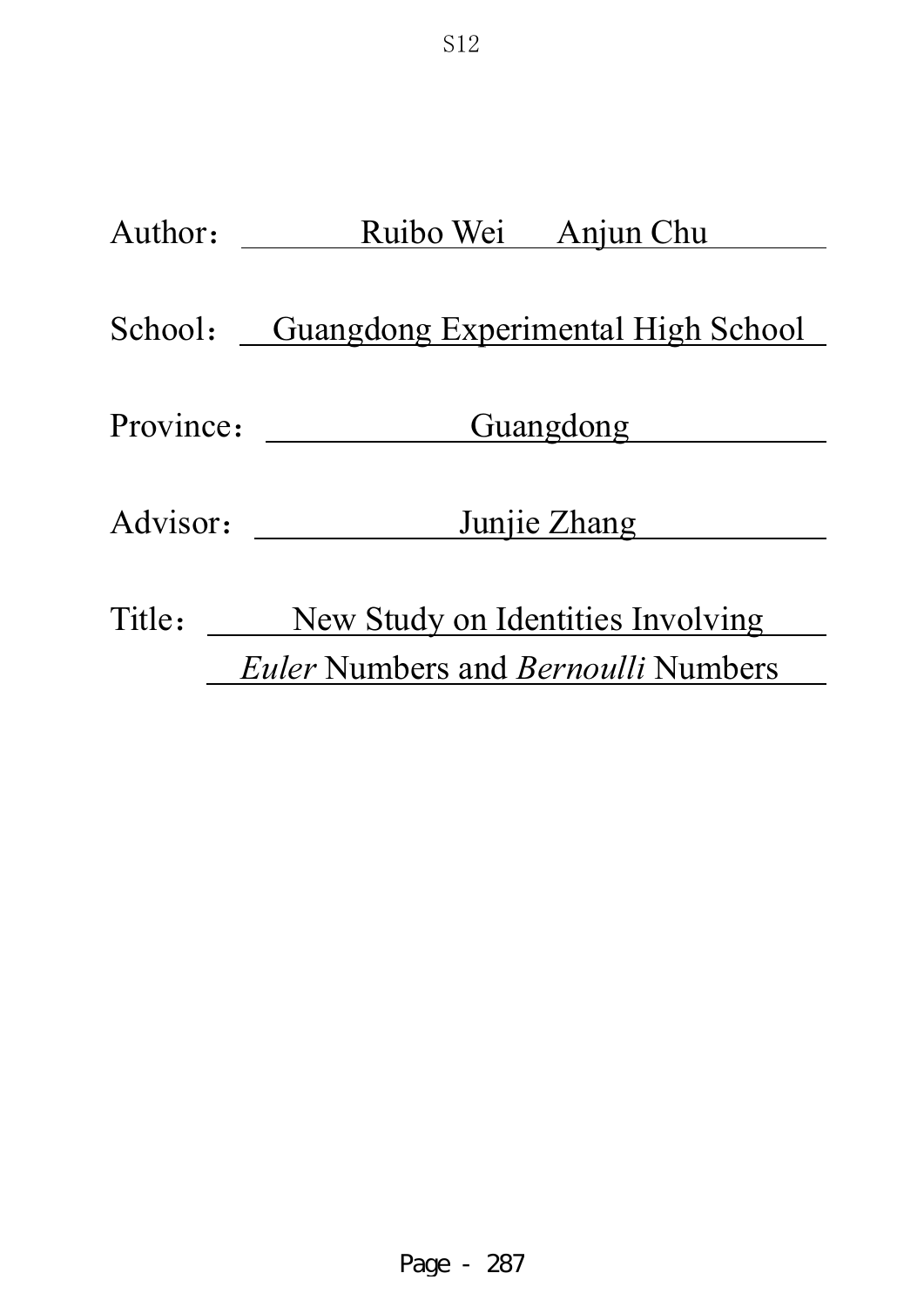S12

Author： Ruibo Wei Anjun Chu

School： Guangdong Experimental High School

Province： Guangdong

Advisor： Junjie Zhang

Title： New Study on Identities Involving *Euler* Numbers and *Bernoulli* Numbers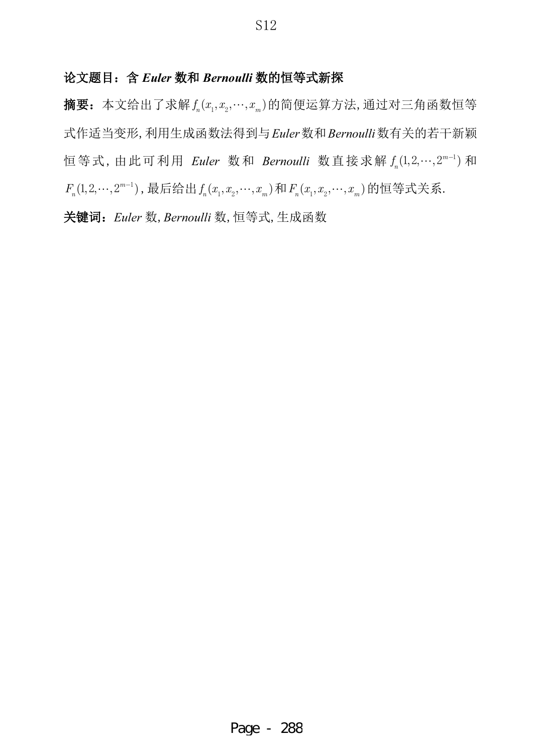**论文题目：含 *Euler* 数和 *Bernoulli* 数的恒等式新探**

**摘要：**本文给出了求解 $f_n(x_1, x_2, \cdots, x_m)$ 的简便运算方法,通过对三角函数恒等式作适当变形,利用生成函数法得到与 *Euler* 数和 *Bernoulli* 数有关的若干新颖恒等式,由此可利用 *Euler* 数和 *Bernoulli* 数直接求解 $f_n(1, 2, \cdots, 2^{m-1})$ 和 $F_n(1, 2, \cdots, 2^{m-1})$,最后给出 $f_n(x_1, x_2, \cdots, x_m)$ 和 $F_n(x_1, x_2, \cdots, x_m)$ 的恒等式关系.

**关键词：***Euler* 数, *Bernoulli* 数, 恒等式, 生成函数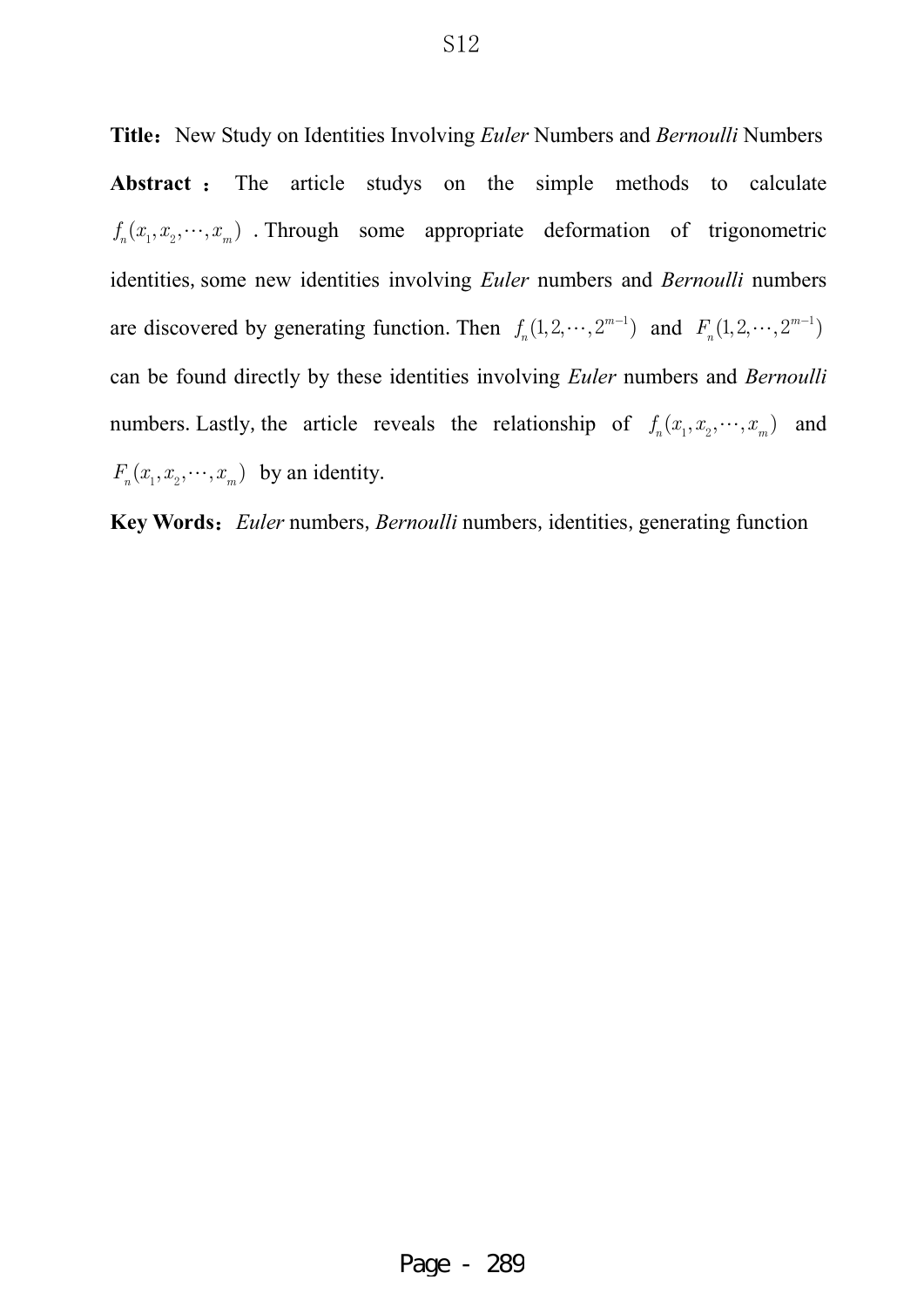**Title：** New Study on Identities Involving *Euler* Numbers and *Bernoulli* Numbers

**Abstract：** The article studys on the simple methods to calculate $f_n(x_1, x_2, \cdots, x_m)$ . Through some appropriate deformation of trigonometric identities, some new identities involving *Euler* numbers and *Bernoulli* numbers are discovered by generating function. Then $f_n(1, 2, \cdots, 2^{m-1})$ and $F_n(1, 2, \cdots, 2^{m-1})$ can be found directly by these identities involving *Euler* numbers and *Bernoulli* numbers. Lastly, the article reveals the relationship of $f_n(x_1, x_2, \cdots, x_m)$ and $F_n(x_1, x_2, \cdots, x_m)$ by an identity.

**Key Words：** *Euler* numbers, *Bernoulli* numbers, identities, generating function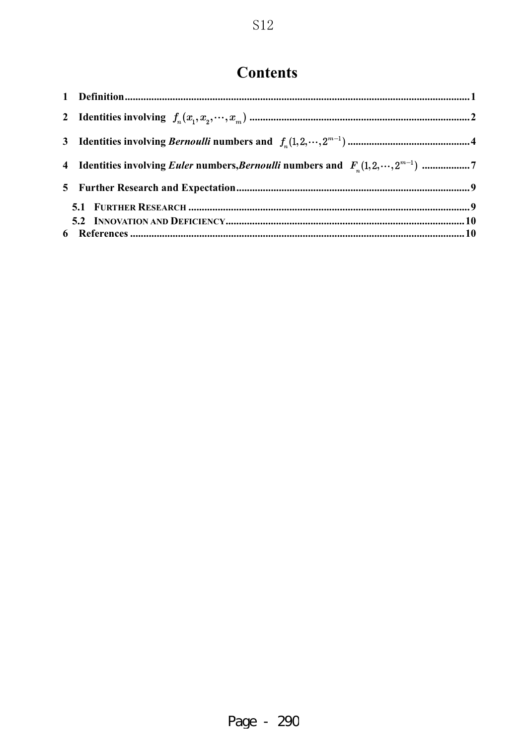# Contents

1 Definition ........ 1

2 Identities involving $f_n(x_1, x_2, \cdots, x_m)$ ........ 2

3 Identities involving *Bernoulli* numbers and $f_n(1, 2, \cdots, 2^{m-1})$ ........ 4

4 Identities involving *Euler* numbers, *Bernoulli* numbers and $F_n(1, 2, \cdots, 2^{m-1})$ ........ 7

5 Further Research and Expectation ........ 9

- 5.1 FURTHER RESEARCH ........ 9
- 5.2 INNOVATION AND DEFICIENCY ........ 10

6 References ........ 10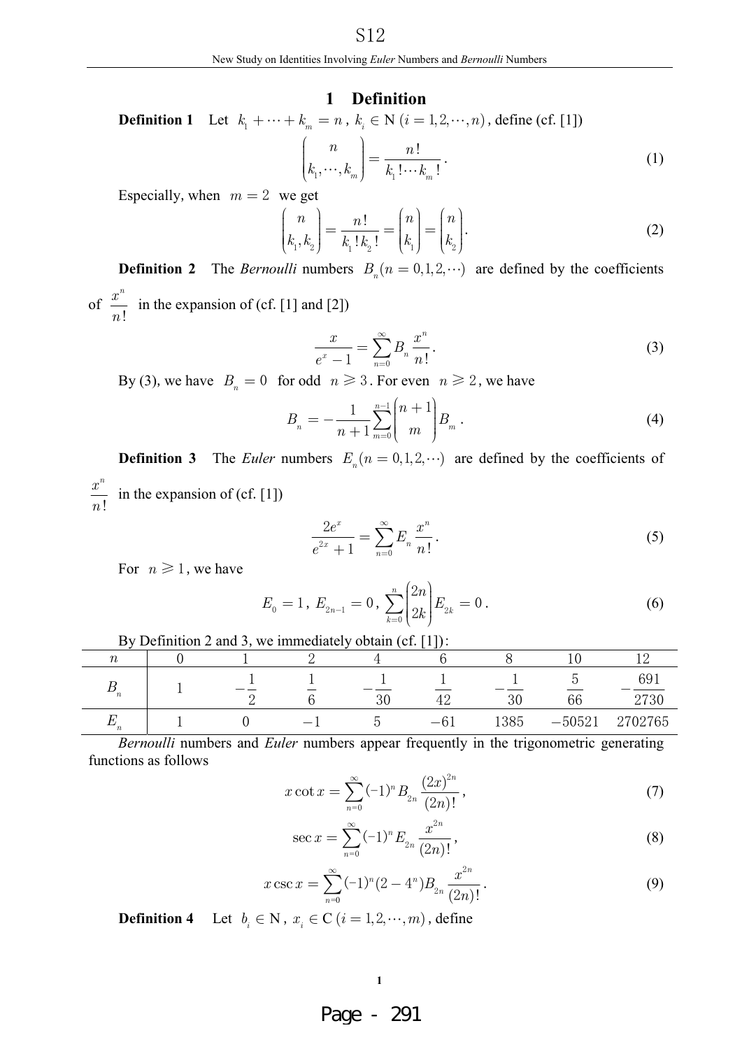## 1 Definition

**Definition 1** Let $k_1 + \cdots + k_m = n$, $k_i \in \mathrm{N}\ (i = 1, 2, \cdots, n)$, define (cf. [1])

$$\binom{n}{k_1, \cdots, k_m} = \frac{n!}{k_1! \cdots k_m!}. \tag{1}$$

Especially, when $m = 2$ we get

$$\binom{n}{k_1, k_2} = \frac{n!}{k_1! k_2!} = \binom{n}{k_1} = \binom{n}{k_2}. \tag{2}$$

**Definition 2** The *Bernoulli* numbers $B_n (n = 0, 1, 2, \cdots)$ are defined by the coefficients of $\frac{x^n}{n!}$ in the expansion of (cf. [1] and [2])

$$\frac{x}{e^x - 1} = \sum_{n=0}^{\infty} B_n \frac{x^n}{n!}. \tag{3}$$

By (3), we have $B_n = 0$ for odd $n \geqslant 3$. For even $n \geqslant 2$, we have

$$B_n = -\frac{1}{n+1} \sum_{m=0}^{n-1} \binom{n+1}{m} B_m. \tag{4}$$

**Definition 3** The *Euler* numbers $E_n (n = 0, 1, 2, \cdots)$ are defined by the coefficients of $\frac{x^n}{n!}$ in the expansion of (cf. [1])

$$\frac{2e^x}{e^{2x} + 1} = \sum_{n=0}^{\infty} E_n \frac{x^n}{n!}. \tag{5}$$

For $n \geqslant 1$, we have

$$E_0 = 1,\ E_{2n-1} = 0,\ \sum_{k=0}^{n} \binom{2n}{2k} E_{2k} = 0. \tag{6}$$

By Definition 2 and 3, we immediately obtain (cf. [1]):

| $n$ | 0 | 1 | 2 | 4 | 6 | 8 | 10 | 12 |
|---|---|---|---|---|---|---|---|---|
| $B_n$ | 1 | $-\frac{1}{2}$ | $\frac{1}{6}$ | $-\frac{1}{30}$ | $\frac{1}{42}$ | $-\frac{1}{30}$ | $\frac{5}{66}$ | $-\frac{691}{2730}$ |
| $E_n$ | 1 | 0 | $-1$ | 5 | $-61$ | 1385 | $-50521$ | 2702765 |

*Bernoulli* numbers and *Euler* numbers appear frequently in the trigonometric generating functions as follows

$$x \cot x = \sum_{n=0}^{\infty} (-1)^n B_{2n} \frac{(2x)^{2n}}{(2n)!}, \tag{7}$$

$$\sec x = \sum_{n=0}^{\infty} (-1)^n E_{2n} \frac{x^{2n}}{(2n)!}, \tag{8}$$

$$x \csc x = \sum_{n=0}^{\infty} (-1)^n (2 - 4^n) B_{2n} \frac{x^{2n}}{(2n)!}. \tag{9}$$

**Definition 4** Let $b_i \in \mathrm{N}$, $x_i \in \mathrm{C}\ (i = 1, 2, \cdots, m)$, define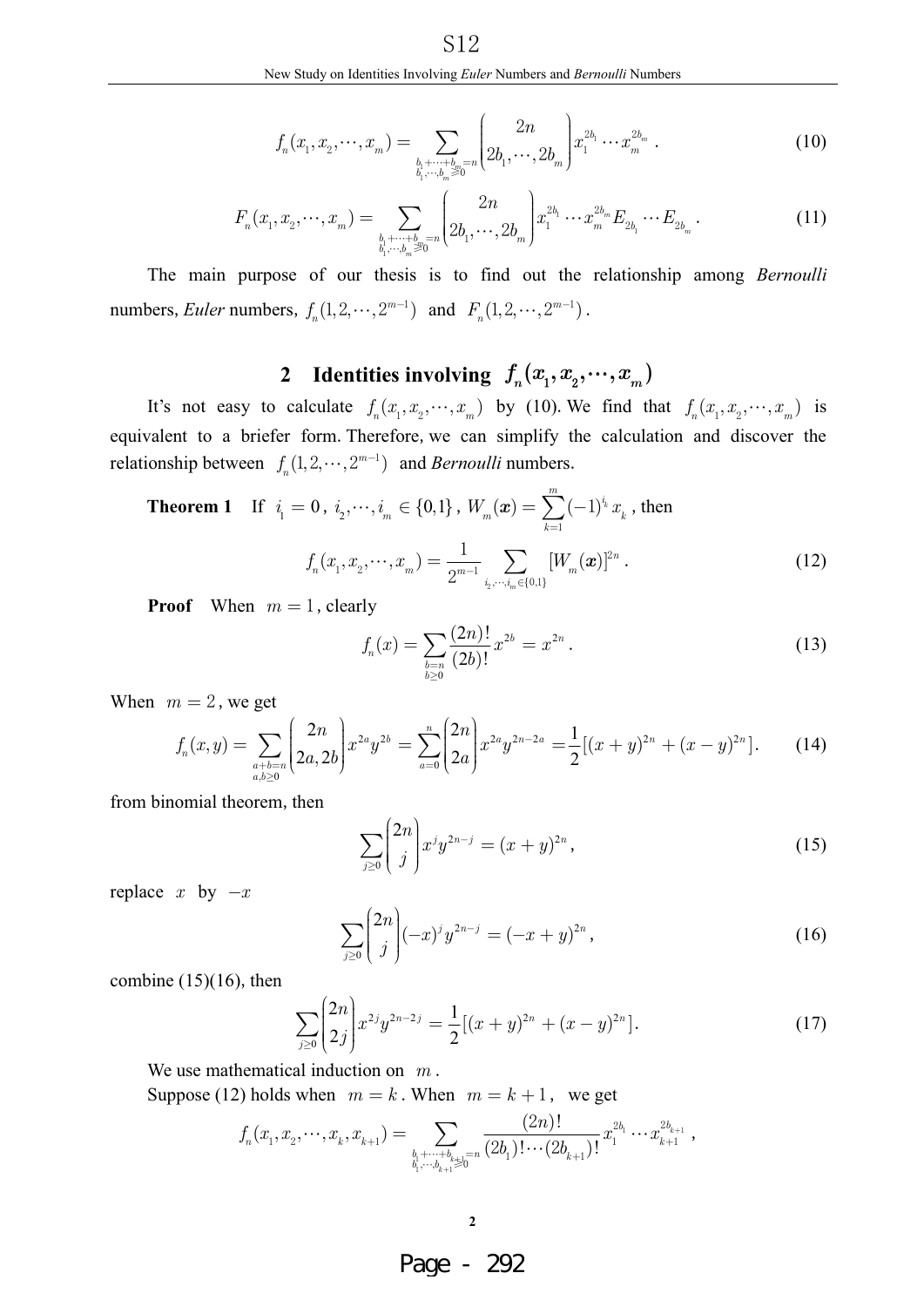$$f_n(x_1, x_2, \cdots, x_m) = \sum_{\substack{b_1+\cdots+b_m=n \\ b_1,\cdots,b_m \geqslant 0}} \binom{2n}{2b_1, \cdots, 2b_m} x_1^{2b_1} \cdots x_m^{2b_m}. \tag{10}$$

$$F_n(x_1, x_2, \cdots, x_m) = \sum_{\substack{b_1+\cdots+b_m=n \\ b_1,\cdots,b_m \geqslant 0}} \binom{2n}{2b_1, \cdots, 2b_m} x_1^{2b_1} \cdots x_m^{2b_m} E_{2b_1} \cdots E_{2b_m}. \tag{11}$$

The main purpose of our thesis is to find out the relationship among *Bernoulli* numbers, *Euler* numbers, $f_n(1, 2, \cdots, 2^{m-1})$ and $F_n(1, 2, \cdots, 2^{m-1})$.

## 2 Identities involving $f_n(x_1, x_2, \cdots, x_m)$

It's not easy to calculate $f_n(x_1, x_2, \cdots, x_m)$ by (10). We find that $f_n(x_1, x_2, \cdots, x_m)$ is equivalent to a briefer form. Therefore, we can simplify the calculation and discover the relationship between $f_n(1, 2, \cdots, 2^{m-1})$ and *Bernoulli* numbers.

**Theorem 1** If $i_1 = 0$, $i_2, \cdots, i_m \in \{0,1\}$, $W_m(\boldsymbol{x}) = \sum_{k=1}^{m} (-1)^{i_k} x_k$, then

$$f_n(x_1, x_2, \cdots, x_m) = \frac{1}{2^{m-1}} \sum_{i_2,\cdots,i_m \in \{0,1\}} [W_m(\boldsymbol{x})]^{2n}. \tag{12}$$

**Proof** When $m = 1$, clearly

$$f_n(x) = \sum_{\substack{b=n \\ b \geq 0}} \frac{(2n)!}{(2b)!} x^{2b} = x^{2n}. \tag{13}$$

When $m = 2$, we get

$$f_n(x, y) = \sum_{\substack{a+b=n \\ a,b \geq 0}} \binom{2n}{2a, 2b} x^{2a} y^{2b} = \sum_{a=0}^{n} \binom{2n}{2a} x^{2a} y^{2n-2a} = \frac{1}{2}[(x+y)^{2n} + (x-y)^{2n}]. \tag{14}$$

from binomial theorem, then

$$\sum_{j \geq 0} \binom{2n}{j} x^j y^{2n-j} = (x+y)^{2n}, \tag{15}$$

replace $x$ by $-x$

$$\sum_{j \geq 0} \binom{2n}{j} (-x)^j y^{2n-j} = (-x+y)^{2n}, \tag{16}$$

combine (15)(16), then

$$\sum_{j \geq 0} \binom{2n}{2j} x^{2j} y^{2n-2j} = \frac{1}{2}[(x+y)^{2n} + (x-y)^{2n}]. \tag{17}$$

We use mathematical induction on $m$.

Suppose (12) holds when $m = k$. When $m = k+1$, we get

$$f_n(x_1, x_2, \cdots, x_k, x_{k+1}) = \sum_{\substack{b_1+\cdots+b_{k+1}=n \\ b_1,\cdots,b_{k+1} \geqslant 0}} \frac{(2n)!}{(2b_1)! \cdots (2b_{k+1})!} x_1^{2b_1} \cdots x_{k+1}^{2b_{k+1}},$$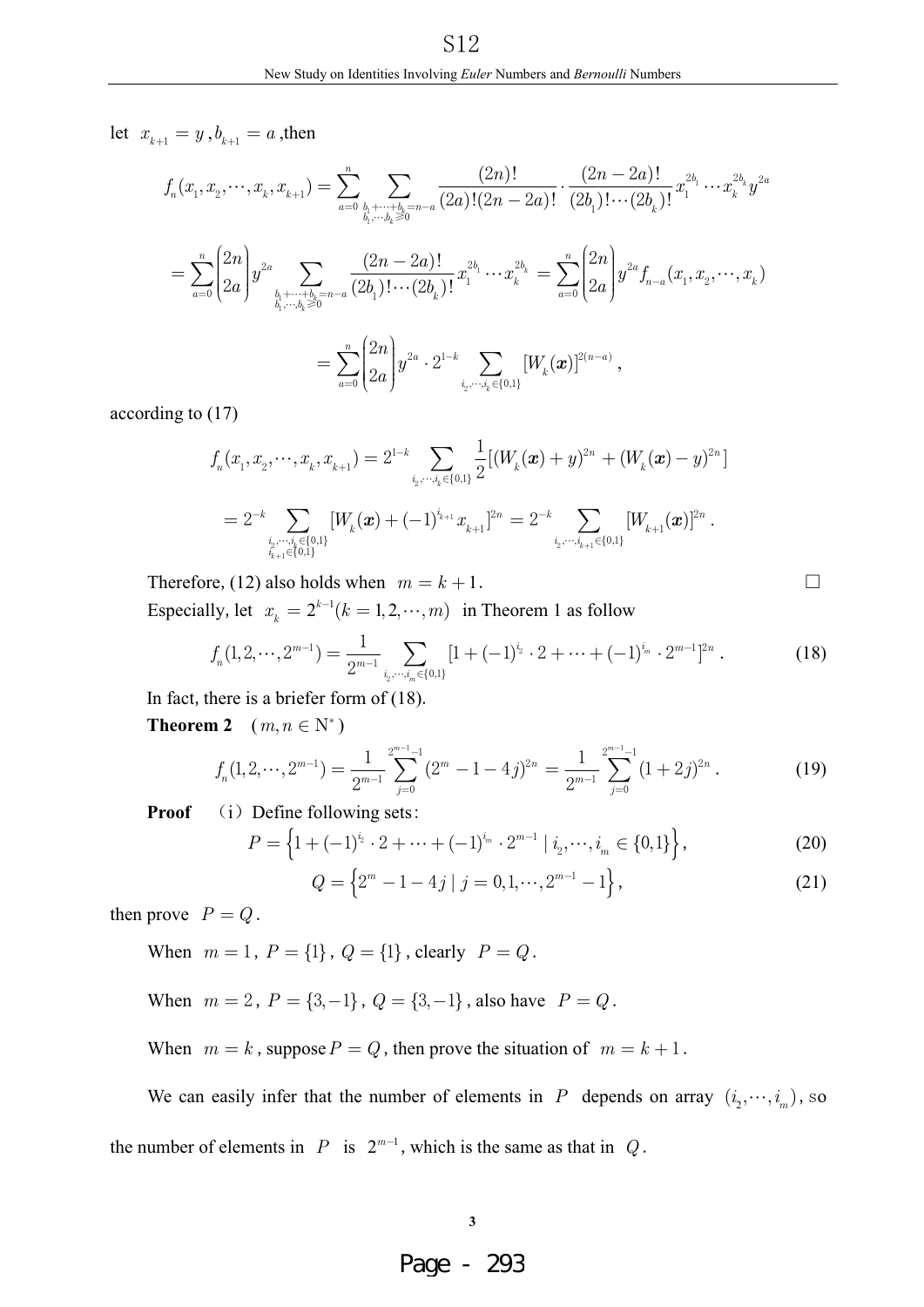let $x_{k+1} = y$ , $b_{k+1} = a$ ,then

$$f_n(x_1, x_2, \cdots, x_k, x_{k+1}) = \sum_{a=0}^{n} \sum_{\substack{b_1+\cdots+b_k=n-a \\ b_1,\cdots,b_k \geqslant 0}} \frac{(2n)!}{(2a)!(2n-2a)!} \cdot \frac{(2n-2a)!}{(2b_1)!\cdots(2b_k)!} x_1^{2b_1} \cdots x_k^{2b_k} y^{2a}$$

$$= \sum_{a=0}^{n} \binom{2n}{2a} y^{2a} \sum_{\substack{b_1+\cdots+b_k=n-a \\ b_1,\cdots,b_k \geqslant 0}} \frac{(2n-2a)!}{(2b_1)!\cdots(2b_k)!} x_1^{2b_1} \cdots x_k^{2b_k} = \sum_{a=0}^{n} \binom{2n}{2a} y^{2a} f_{n-a}(x_1, x_2, \cdots, x_k)$$

$$= \sum_{a=0}^{n} \binom{2n}{2a} y^{2a} \cdot 2^{1-k} \sum_{i_2,\cdots,i_k \in \{0,1\}} [W_k(\boldsymbol{x})]^{2(n-a)} ,$$

according to (17)

$$f_n(x_1, x_2, \cdots, x_k, x_{k+1}) = 2^{1-k} \sum_{i_2,\cdots,i_k \in \{0,1\}} \frac{1}{2}[(W_k(\boldsymbol{x}) + y)^{2n} + (W_k(\boldsymbol{x}) - y)^{2n}]$$

$$= 2^{-k} \sum_{\substack{i_2,\cdots,i_k \in \{0,1\} \\ i_{k+1} \in \{0,1\}}} [W_k(\boldsymbol{x}) + (-1)^{i_{k+1}} x_{k+1}]^{2n} = 2^{-k} \sum_{i_2,\cdots,i_{k+1} \in \{0,1\}} [W_{k+1}(\boldsymbol{x})]^{2n} .$$

Therefore, (12) also holds when $m = k + 1$. □

Especially, let $x_k = 2^{k-1} (k = 1, 2, \cdots, m)$ in Theorem 1 as follow

$$f_n(1, 2, \cdots, 2^{m-1}) = \frac{1}{2^{m-1}} \sum_{i_2,\cdots,i_m \in \{0,1\}} [1 + (-1)^{i_2} \cdot 2 + \cdots + (-1)^{i_m} \cdot 2^{m-1}]^{2n} . \tag{18}$$

In fact, there is a briefer form of (18).

**Theorem 2** $(m, n \in \mathrm{N}^*)$

$$f_n(1, 2, \cdots, 2^{m-1}) = \frac{1}{2^{m-1}} \sum_{j=0}^{2^{m-1}-1} (2^m - 1 - 4j)^{2n} = \frac{1}{2^{m-1}} \sum_{j=0}^{2^{m-1}-1} (1 + 2j)^{2n} . \tag{19}$$

**Proof** （i）Define following sets:

$$P = \left\{1 + (-1)^{i_2} \cdot 2 + \cdots + (-1)^{i_m} \cdot 2^{m-1} \mid i_2, \cdots, i_m \in \{0,1\}\right\}, \tag{20}$$

$$Q = \left\{2^m - 1 - 4j \mid j = 0, 1, \cdots, 2^{m-1} - 1\right\}, \tag{21}$$

then prove $P = Q$.

When $m = 1$, $P = \{1\}$, $Q = \{1\}$, clearly $P = Q$.

When $m = 2$, $P = \{3, -1\}$, $Q = \{3, -1\}$, also have $P = Q$.

When $m = k$, suppose $P = Q$, then prove the situation of $m = k + 1$.

We can easily infer that the number of elements in $P$ depends on array $(i_2, \cdots, i_m)$, so the number of elements in $P$ is $2^{m-1}$, which is the same as that in $Q$.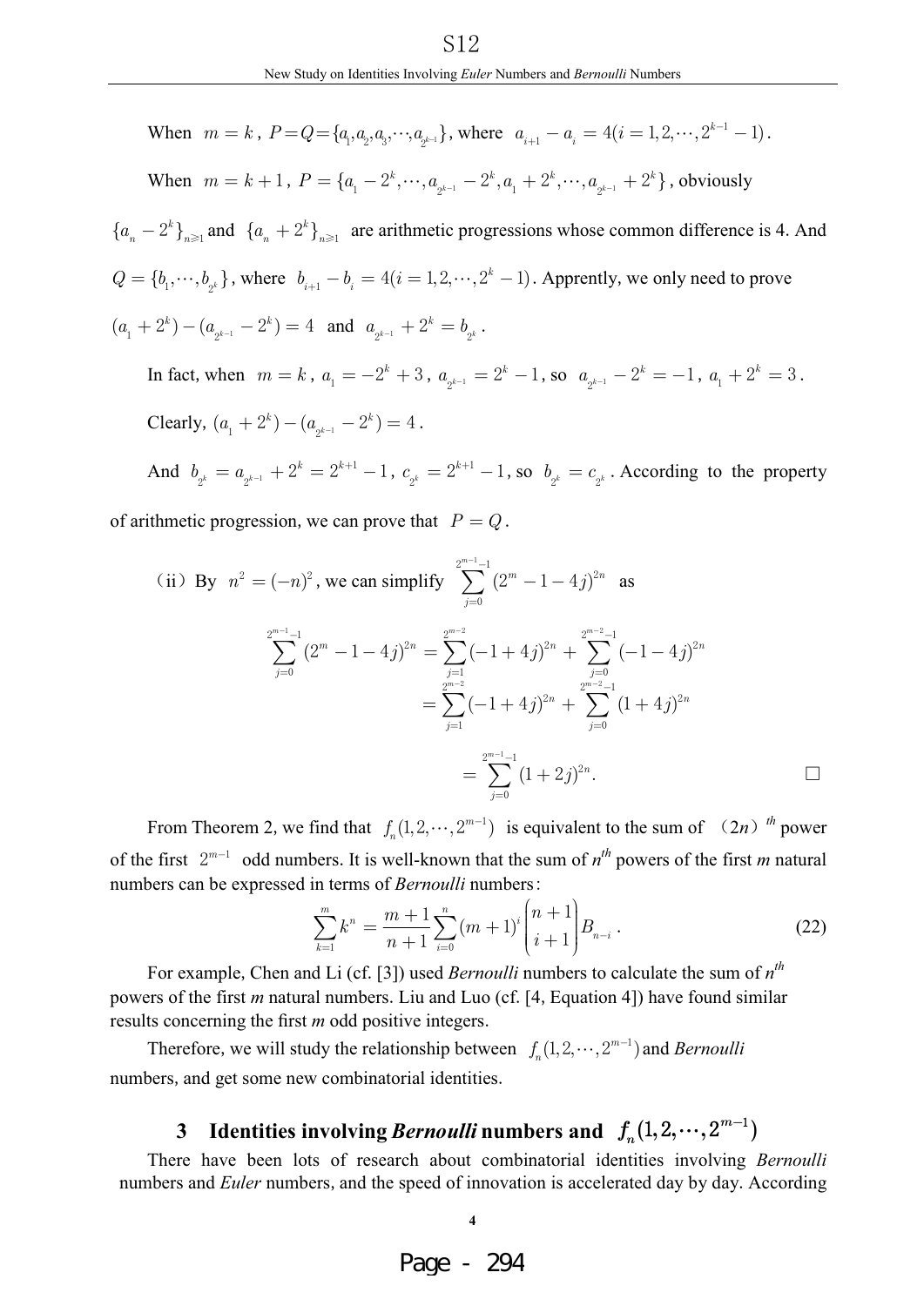When $m = k$, $P = Q = \{a_1, a_2, a_3, \cdots, a_{2^{k-1}}\}$, where $a_{i+1} - a_i = 4 (i = 1, 2, \cdots, 2^{k-1} - 1)$.

When $m = k+1$, $P = \{a_1 - 2^k, \cdots, a_{2^{k-1}} - 2^k, a_1 + 2^k, \cdots, a_{2^{k-1}} + 2^k\}$, obviously $\{a_n - 2^k\}_{n \geqslant 1}$ and $\{a_n + 2^k\}_{n \geqslant 1}$ are arithmetic progressions whose common difference is 4. And $Q = \{b_1, \cdots, b_{2^k}\}$, where $b_{i+1} - b_i = 4 (i = 1, 2, \cdots, 2^k - 1)$. Apprently, we only need to prove $(a_1 + 2^k) - (a_{2^{k-1}} - 2^k) = 4$ and $a_{2^{k-1}} + 2^k = b_{2^k}$.

In fact, when $m = k$, $a_1 = -2^k + 3$, $a_{2^{k-1}} = 2^k - 1$, so $a_{2^{k-1}} - 2^k = -1$, $a_1 + 2^k = 3$.

Clearly, $(a_1 + 2^k) - (a_{2^{k-1}} - 2^k) = 4$.

And $b_{2^k} = a_{2^{k-1}} + 2^k = 2^{k+1} - 1$, $c_{2^k} = 2^{k+1} - 1$, so $b_{2^k} = c_{2^k}$. According to the property of arithmetic progression, we can prove that $P = Q$.

(ii) By $n^2 = (-n)^2$, we can simplify $\sum_{j=0}^{2^{m-1}-1} (2^m - 1 - 4j)^{2n}$ as

$$
\begin{aligned}
\sum_{j=0}^{2^{m-1}-1} (2^m - 1 - 4j)^{2n} &= \sum_{j=1}^{2^{m-2}} (-1 + 4j)^{2n} + \sum_{j=0}^{2^{m-2}-1} (-1 - 4j)^{2n} \\
&= \sum_{j=1}^{2^{m-2}} (-1 + 4j)^{2n} + \sum_{j=0}^{2^{m-2}-1} (1 + 4j)^{2n} \\
&= \sum_{j=0}^{2^{m-1}-1} (1 + 2j)^{2n}.
\end{aligned}
$$

□

From Theorem 2, we find that $f_n(1, 2, \cdots, 2^{m-1})$ is equivalent to the sum of $(2n)^{th}$ power of the first $2^{m-1}$ odd numbers. It is well-known that the sum of $n^{th}$ powers of the first $m$ natural numbers can be expressed in terms of *Bernoulli* numbers:

$$
\sum_{k=1}^{m} k^n = \frac{m+1}{n+1} \sum_{i=0}^{n} (m+1)^i \binom{n+1}{i+1} B_{n-i}. \tag{22}
$$

For example, Chen and Li (cf. [3]) used *Bernoulli* numbers to calculate the sum of $n^{th}$ powers of the first $m$ natural numbers. Liu and Luo (cf. [4, Equation 4]) have found similar results concerning the first $m$ odd positive integers.

Therefore, we will study the relationship between $f_n(1, 2, \cdots, 2^{m-1})$ and *Bernoulli* numbers, and get some new combinatorial identities.

## 3 Identities involving *Bernoulli* numbers and $f_n(1, 2, \cdots, 2^{m-1})$

There have been lots of research about combinatorial identities involving *Bernoulli* numbers and *Euler* numbers, and the speed of innovation is accelerated day by day. According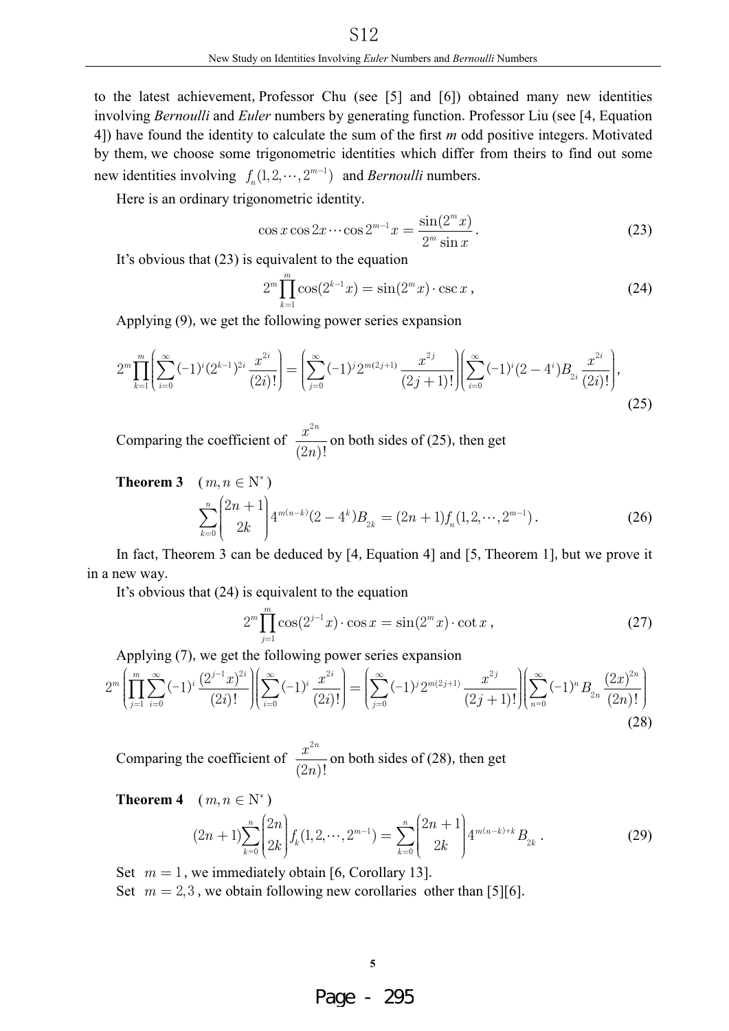to the latest achievement, Professor Chu (see [5] and [6]) obtained many new identities involving *Bernoulli* and *Euler* numbers by generating function. Professor Liu (see [4, Equation 4]) have found the identity to calculate the sum of the first *m* odd positive integers. Motivated by them, we choose some trigonometric identities which differ from theirs to find out some new identities involving $f_n(1,2,\cdots,2^{m-1})$ and *Bernoulli* numbers.

Here is an ordinary trigonometric identity.

$$\cos x \cos 2x \cdots \cos 2^{m-1}x = \frac{\sin(2^m x)}{2^m \sin x}. \tag{23}$$

It's obvious that (23) is equivalent to the equation

$$2^m \prod_{k=1}^{m} \cos(2^{k-1}x) = \sin(2^m x)\cdot \csc x\,, \tag{24}$$

Applying (9), we get the following power series expansion

$$2^m \prod_{k=1}^{m}\left(\sum_{i=0}^{\infty}(-1)^i (2^{k-1})^{2i}\frac{x^{2i}}{(2i)!}\right) = \left(\sum_{j=0}^{\infty}(-1)^j 2^{m(2j+1)}\frac{x^{2j}}{(2j+1)!}\right)\left(\sum_{i=0}^{\infty}(-1)^i(2-4^i)B_{2i}\frac{x^{2i}}{(2i)!}\right), \tag{25}$$

Comparing the coefficient of $\dfrac{x^{2n}}{(2n)!}$ on both sides of (25), then get

**Theorem 3** $(m,n\in \mathrm{N}^*)$

$$\sum_{k=0}^{n}\binom{2n+1}{2k}4^{m(n-k)}(2-4^k)B_{2k} = (2n+1)f_n(1,2,\cdots,2^{m-1})\,. \tag{26}$$

In fact, Theorem 3 can be deduced by [4, Equation 4] and [5, Theorem 1], but we prove it in a new way.

It's obvious that (24) is equivalent to the equation

$$2^m \prod_{j=1}^{m}\cos(2^{j-1}x)\cdot \cos x = \sin(2^m x)\cdot \cot x\,, \tag{27}$$

Applying (7), we get the following power series expansion

$$2^m\left(\prod_{j=1}^{m}\sum_{i=0}^{\infty}(-1)^i\frac{(2^{j-1}x)^{2i}}{(2i)!}\right)\left(\sum_{i=0}^{\infty}(-1)^i\frac{x^{2i}}{(2i)!}\right) = \left(\sum_{j=0}^{\infty}(-1)^j 2^{m(2j+1)}\frac{x^{2j}}{(2j+1)!}\right)\left(\sum_{n=0}^{\infty}(-1)^n B_{2n}\frac{(2x)^{2n}}{(2n)!}\right) \tag{28}$$

Comparing the coefficient of $\dfrac{x^{2n}}{(2n)!}$ on both sides of (28), then get

**Theorem 4** $(m,n\in \mathrm{N}^*)$

$$(2n+1)\sum_{k=0}^{n}\binom{2n}{2k}f_k(1,2,\cdots,2^{m-1}) = \sum_{k=0}^{n}\binom{2n+1}{2k}4^{m(n-k)+k}B_{2k}\,. \tag{29}$$

Set $m=1$, we immediately obtain [6, Corollary 13].

Set $m=2,3$, we obtain following new corollaries other than [5][6].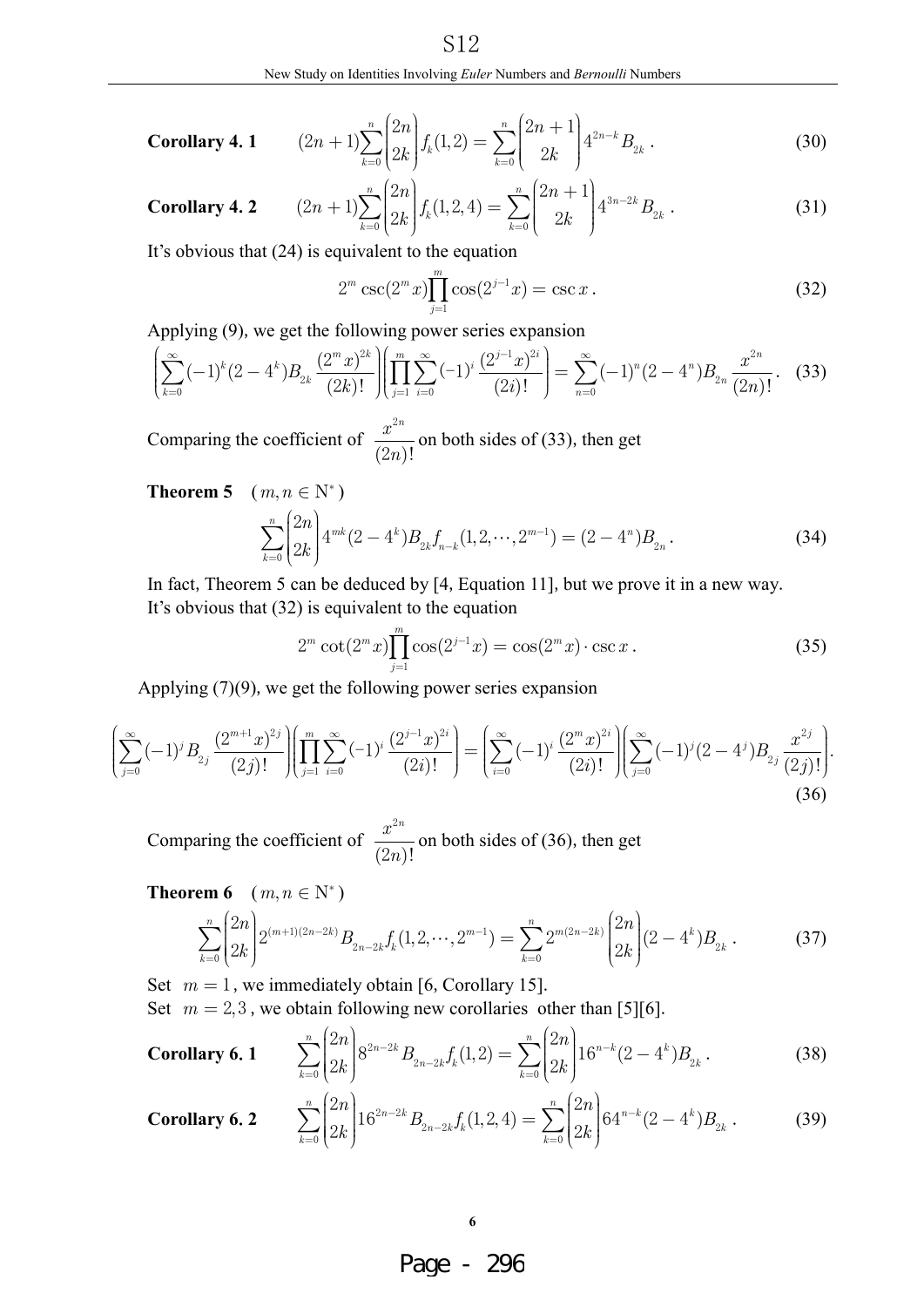**Corollary 4. 1** 
$$(2n+1)\sum_{k=0}^{n}\binom{2n}{2k}f_k(1,2)=\sum_{k=0}^{n}\binom{2n+1}{2k}4^{2n-k}B_{2k}\,. \tag{30}$$

**Corollary 4. 2** 
$$(2n+1)\sum_{k=0}^{n}\binom{2n}{2k}f_k(1,2,4)=\sum_{k=0}^{n}\binom{2n+1}{2k}4^{3n-2k}B_{2k}\,. \tag{31}$$

It's obvious that (24) is equivalent to the equation

$$2^m\csc(2^m x)\prod_{j=1}^{m}\cos(2^{j-1}x)=\csc x\,. \tag{32}$$

Applying (9), we get the following power series expansion

$$\left(\sum_{k=0}^{\infty}(-1)^k(2-4^k)B_{2k}\frac{(2^m x)^{2k}}{(2k)!}\right)\left(\prod_{j=1}^{m}\sum_{i=0}^{\infty}(-1)^i\frac{(2^{j-1}x)^{2i}}{(2i)!}\right)=\sum_{n=0}^{\infty}(-1)^n(2-4^n)B_{2n}\frac{x^{2n}}{(2n)!}. \tag{33}$$

Comparing the coefficient of $\dfrac{x^{2n}}{(2n)!}$ on both sides of (33), then get

**Theorem 5** $(m,n\in\mathbb{N}^*)$

$$\sum_{k=0}^{n}\binom{2n}{2k}4^{mk}(2-4^k)B_{2k}f_{n-k}(1,2,\cdots,2^{m-1})=(2-4^n)B_{2n}\,. \tag{34}$$

In fact, Theorem 5 can be deduced by [4, Equation 11], but we prove it in a new way.

It's obvious that (32) is equivalent to the equation

$$2^m\cot(2^m x)\prod_{j=1}^{m}\cos(2^{j-1}x)=\cos(2^m x)\cdot\csc x\,. \tag{35}$$

Applying (7)(9), we get the following power series expansion

$$\left(\sum_{j=0}^{\infty}(-1)^j B_{2j}\frac{(2^{m+1}x)^{2j}}{(2j)!}\right)\left(\prod_{j=1}^{m}\sum_{i=0}^{\infty}(-1)^i\frac{(2^{j-1}x)^{2i}}{(2i)!}\right)=\left(\sum_{i=0}^{\infty}(-1)^i\frac{(2^m x)^{2i}}{(2i)!}\right)\left(\sum_{j=0}^{\infty}(-1)^j(2-4^j)B_{2j}\frac{x^{2j}}{(2j)!}\right). \tag{36}$$

Comparing the coefficient of $\dfrac{x^{2n}}{(2n)!}$ on both sides of (36), then get

**Theorem 6** $(m,n\in\mathbb{N}^*)$

$$\sum_{k=0}^{n}\binom{2n}{2k}2^{(m+1)(2n-2k)}B_{2n-2k}f_k(1,2,\cdots,2^{m-1})=\sum_{k=0}^{n}2^{m(2n-2k)}\binom{2n}{2k}(2-4^k)B_{2k}\,. \tag{37}$$

Set $m=1$, we immediately obtain [6, Corollary 15].

Set $m=2,3$, we obtain following new corollaries other than [5][6].

**Corollary 6. 1** 
$$\sum_{k=0}^{n}\binom{2n}{2k}8^{2n-2k}B_{2n-2k}f_k(1,2)=\sum_{k=0}^{n}\binom{2n}{2k}16^{n-k}(2-4^k)B_{2k}\,. \tag{38}$$

**Corollary 6. 2** 
$$\sum_{k=0}^{n}\binom{2n}{2k}16^{2n-2k}B_{2n-2k}f_k(1,2,4)=\sum_{k=0}^{n}\binom{2n}{2k}64^{n-k}(2-4^k)B_{2k}\,. \tag{39}$$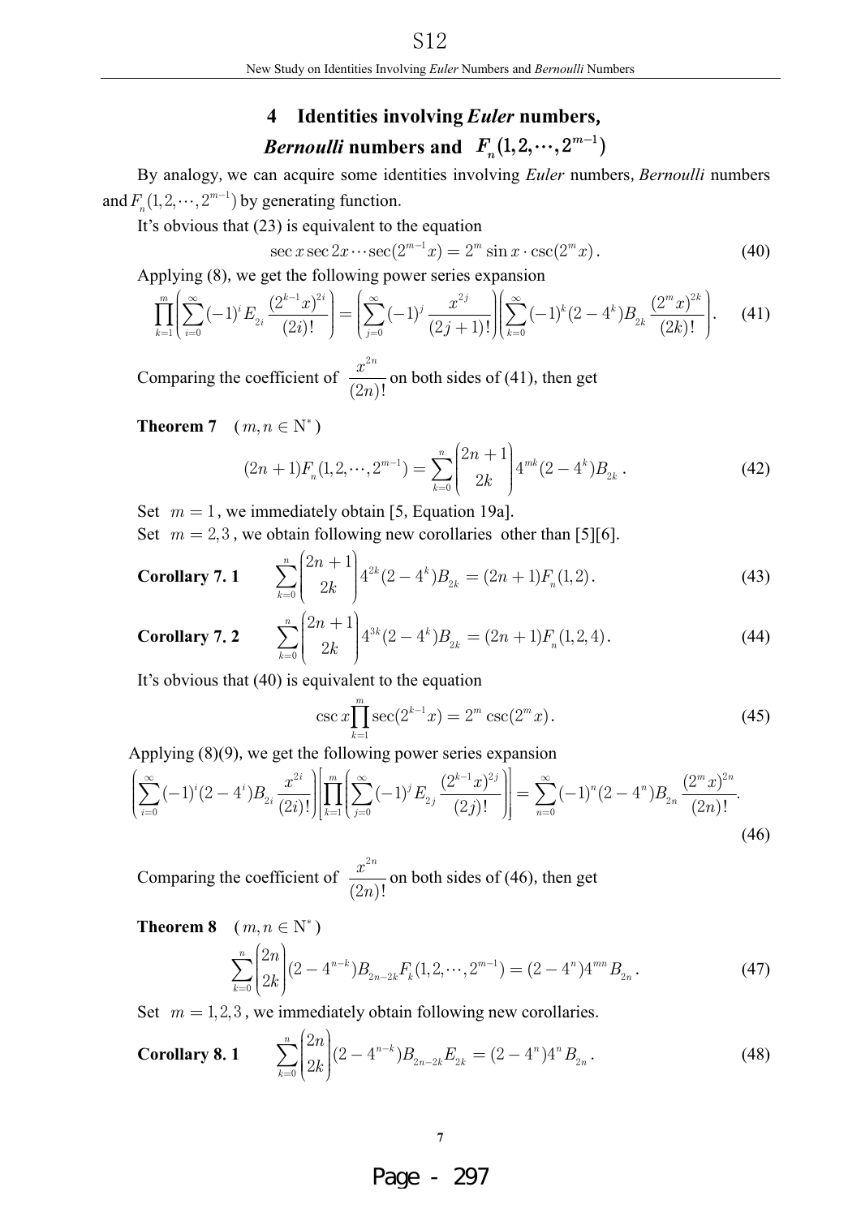## 4 Identities involving *Euler* numbers, *Bernoulli* numbers and $F_n(1,2,\cdots,2^{m-1})$

By analogy, we can acquire some identities involving *Euler* numbers, *Bernoulli* numbers and $F_n(1,2,\cdots,2^{m-1})$ by generating function.

It's obvious that (23) is equivalent to the equation

$$\sec x \sec 2x \cdots \sec(2^{m-1}x) = 2^m \sin x \cdot \csc(2^m x). \tag{40}$$

Applying (8), we get the following power series expansion

$$\prod_{k=1}^{m}\left(\sum_{i=0}^{\infty}(-1)^i E_{2i}\frac{(2^{k-1}x)^{2i}}{(2i)!}\right) = \left(\sum_{j=0}^{\infty}(-1)^j \frac{x^{2j}}{(2j+1)!}\right)\left(\sum_{k=0}^{\infty}(-1)^k(2-4^k)B_{2k}\frac{(2^m x)^{2k}}{(2k)!}\right). \tag{41}$$

Comparing the coefficient of $\dfrac{x^{2n}}{(2n)!}$ on both sides of (41), then get

**Theorem 7** $(m,n \in \mathrm{N}^*)$

$$(2n+1)F_n(1,2,\cdots,2^{m-1}) = \sum_{k=0}^{n}\binom{2n+1}{2k}4^{mk}(2-4^k)B_{2k}. \tag{42}$$

Set $m=1$, we immediately obtain [5, Equation 19a].

Set $m=2,3$, we obtain following new corollaries other than [5][6].

**Corollary 7. 1**
$$\sum_{k=0}^{n}\binom{2n+1}{2k}4^{2k}(2-4^k)B_{2k} = (2n+1)F_n(1,2). \tag{43}$$

**Corollary 7. 2**
$$\sum_{k=0}^{n}\binom{2n+1}{2k}4^{3k}(2-4^k)B_{2k} = (2n+1)F_n(1,2,4). \tag{44}$$

It's obvious that (40) is equivalent to the equation

$$\csc x \prod_{k=1}^{m}\sec(2^{k-1}x) = 2^m \csc(2^m x). \tag{45}$$

Applying (8)(9), we get the following power series expansion

$$\left(\sum_{i=0}^{\infty}(-1)^i(2-4^i)B_{2i}\frac{x^{2i}}{(2i)!}\right)\left[\prod_{k=1}^{m}\left(\sum_{j=0}^{\infty}(-1)^j E_{2j}\frac{(2^{k-1}x)^{2j}}{(2j)!}\right)\right] = \sum_{n=0}^{\infty}(-1)^n(2-4^n)B_{2n}\frac{(2^m x)^{2n}}{(2n)!}. \tag{46}$$

Comparing the coefficient of $\dfrac{x^{2n}}{(2n)!}$ on both sides of (46), then get

**Theorem 8** $(m,n \in \mathrm{N}^*)$

$$\sum_{k=0}^{n}\binom{2n}{2k}(2-4^{n-k})B_{2n-2k}F_k(1,2,\cdots,2^{m-1}) = (2-4^n)4^{mn}B_{2n}. \tag{47}$$

Set $m=1,2,3$, we immediately obtain following new corollaries.

**Corollary 8. 1**
$$\sum_{k=0}^{n}\binom{2n}{2k}(2-4^{n-k})B_{2n-2k}E_{2k} = (2-4^n)4^n B_{2n}. \tag{48}$$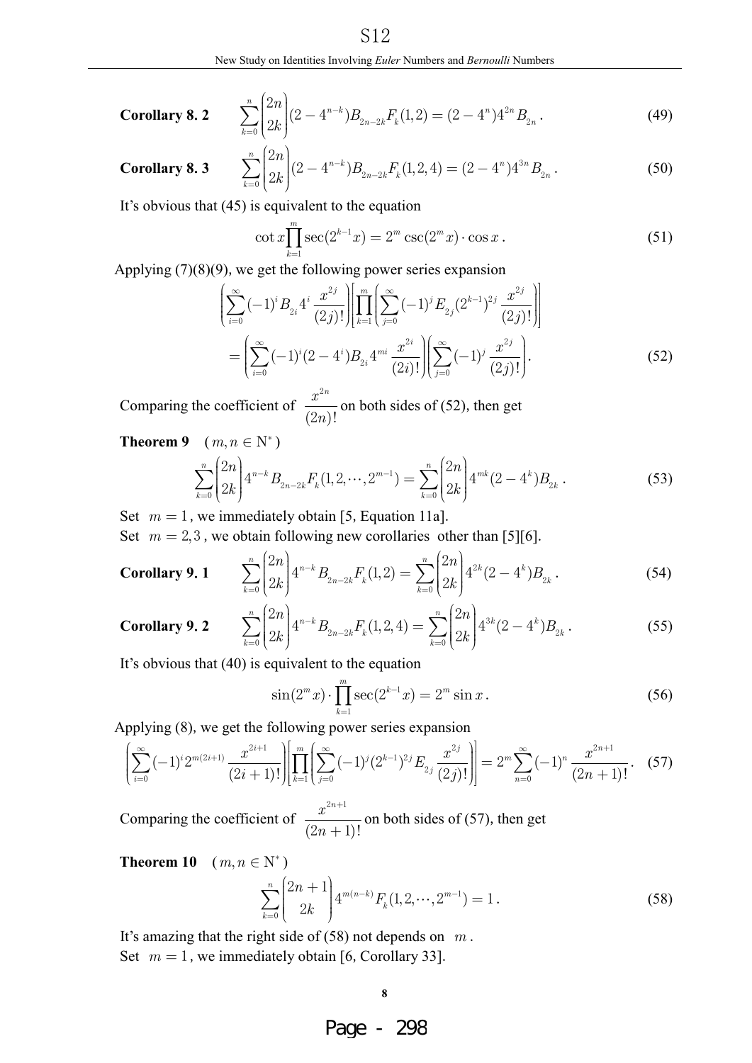**Corollary 8. 2** 
$$\sum_{k=0}^{n}\binom{2n}{2k}(2-4^{n-k})B_{2n-2k}F_k(1,2)=(2-4^n)4^{2n}B_{2n}\,. \tag{49}$$

**Corollary 8. 3** 
$$\sum_{k=0}^{n}\binom{2n}{2k}(2-4^{n-k})B_{2n-2k}F_k(1,2,4)=(2-4^n)4^{3n}B_{2n}\,. \tag{50}$$

It's obvious that (45) is equivalent to the equation

$$\cot x\prod_{k=1}^{m}\sec(2^{k-1}x)=2^m\csc(2^m x)\cdot\cos x\,. \tag{51}$$

Applying (7)(8)(9), we get the following power series expansion

$$\left(\sum_{i=0}^{\infty}(-1)^i B_{2i}4^i\frac{x^{2j}}{(2j)!}\right)\left[\prod_{k=1}^{m}\left(\sum_{j=0}^{\infty}(-1)^j E_{2j}(2^{k-1})^{2j}\frac{x^{2j}}{(2j)!}\right)\right]$$
$$=\left(\sum_{i=0}^{\infty}(-1)^i(2-4^i)B_{2i}4^{mi}\frac{x^{2i}}{(2i)!}\right)\left(\sum_{j=0}^{\infty}(-1)^j\frac{x^{2j}}{(2j)!}\right). \tag{52}$$

Comparing the coefficient of $\dfrac{x^{2n}}{(2n)!}$ on both sides of (52), then get

**Theorem 9** $(m,n\in\mathrm{N}^*)$

$$\sum_{k=0}^{n}\binom{2n}{2k}4^{n-k}B_{2n-2k}F_k(1,2,\cdots,2^{m-1})=\sum_{k=0}^{n}\binom{2n}{2k}4^{mk}(2-4^k)B_{2k}\,. \tag{53}$$

Set $m=1$, we immediately obtain [5, Equation 11a].

Set $m=2,3$, we obtain following new corollaries other than [5][6].

**Corollary 9. 1** 
$$\sum_{k=0}^{n}\binom{2n}{2k}4^{n-k}B_{2n-2k}F_k(1,2)=\sum_{k=0}^{n}\binom{2n}{2k}4^{2k}(2-4^k)B_{2k}\,. \tag{54}$$

**Corollary 9. 2** 
$$\sum_{k=0}^{n}\binom{2n}{2k}4^{n-k}B_{2n-2k}F_k(1,2,4)=\sum_{k=0}^{n}\binom{2n}{2k}4^{3k}(2-4^k)B_{2k}\,. \tag{55}$$

It's obvious that (40) is equivalent to the equation

$$\sin(2^m x)\cdot\prod_{k=1}^{m}\sec(2^{k-1}x)=2^m\sin x\,. \tag{56}$$

Applying (8), we get the following power series expansion

$$\left(\sum_{i=0}^{\infty}(-1)^i 2^{m(2i+1)}\frac{x^{2i+1}}{(2i+1)!}\right)\left[\prod_{k=1}^{m}\left(\sum_{j=0}^{\infty}(-1)^j(2^{k-1})^{2j}E_{2j}\frac{x^{2j}}{(2j)!}\right)\right]=2^m\sum_{n=0}^{\infty}(-1)^n\frac{x^{2n+1}}{(2n+1)!}. \tag{57}$$

Comparing the coefficient of $\dfrac{x^{2n+1}}{(2n+1)!}$ on both sides of (57), then get

**Theorem 10** $(m,n\in\mathrm{N}^*)$

$$\sum_{k=0}^{n}\binom{2n+1}{2k}4^{m(n-k)}F_k(1,2,\cdots,2^{m-1})=1\,. \tag{58}$$

It's amazing that the right side of (58) not depends on $m$.

Set $m=1$, we immediately obtain [6, Corollary 33].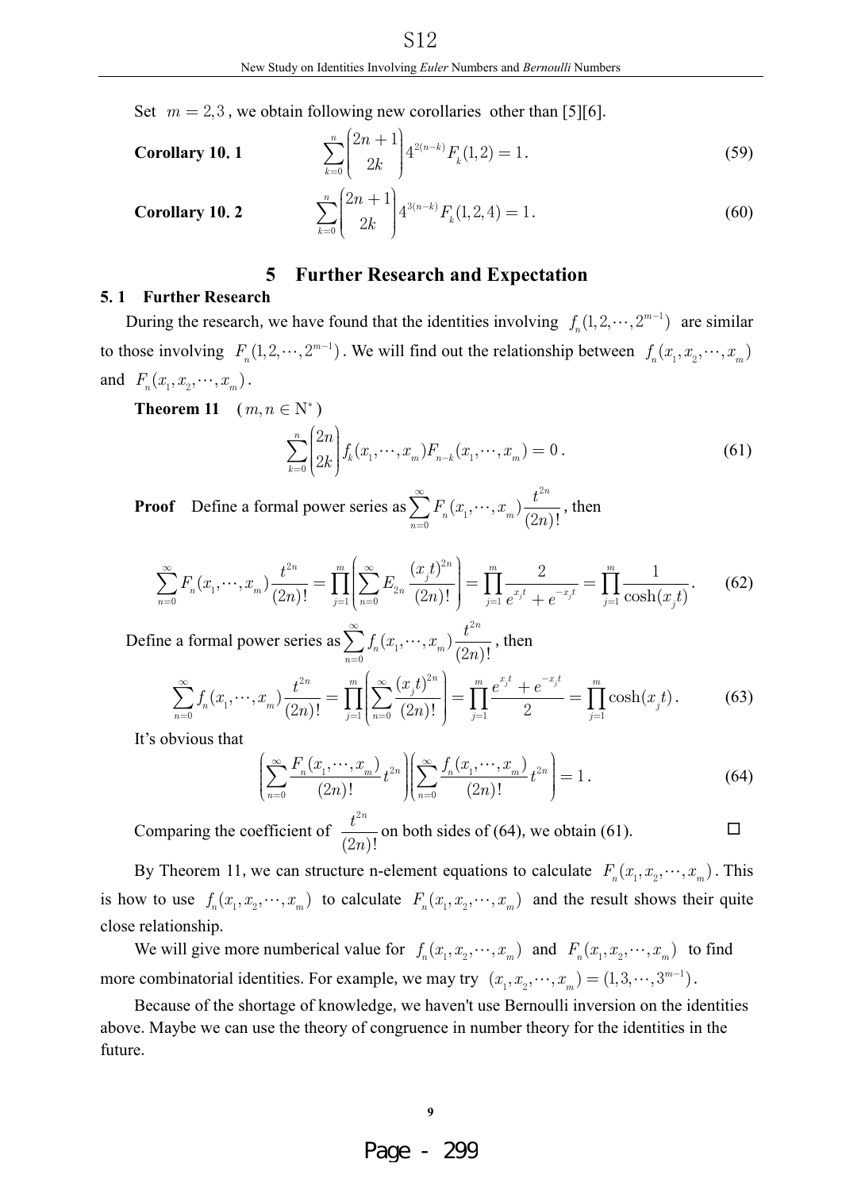Set $m = 2, 3$, we obtain following new corollaries other than [5][6].

**Corollary 10. 1**
$$\sum_{k=0}^{n} \binom{2n+1}{2k} 4^{2(n-k)} F_k(1,2) = 1. \tag{59}$$

**Corollary 10. 2**
$$\sum_{k=0}^{n} \binom{2n+1}{2k} 4^{3(n-k)} F_k(1,2,4) = 1. \tag{60}$$

## 5 Further Research and Expectation

### 5. 1 Further Research

During the research, we have found that the identities involving $f_n(1,2,\cdots,2^{m-1})$ are similar to those involving $F_n(1,2,\cdots,2^{m-1})$. We will find out the relationship between $f_n(x_1,x_2,\cdots,x_m)$ and $F_n(x_1,x_2,\cdots,x_m)$.

**Theorem 11** $(m,n \in \mathrm{N}^*)$

$$\sum_{k=0}^{n} \binom{2n}{2k} f_k(x_1,\cdots,x_m) F_{n-k}(x_1,\cdots,x_m) = 0. \tag{61}$$

**Proof** Define a formal power series as $\sum_{n=0}^{\infty} F_n(x_1,\cdots,x_m) \dfrac{t^{2n}}{(2n)!}$, then

$$\sum_{n=0}^{\infty} F_n(x_1,\cdots,x_m) \frac{t^{2n}}{(2n)!} = \prod_{j=1}^{m} \left( \sum_{n=0}^{\infty} E_{2n} \frac{(x_j t)^{2n}}{(2n)!} \right) = \prod_{j=1}^{m} \frac{2}{e^{x_j t} + e^{-x_j t}} = \prod_{j=1}^{m} \frac{1}{\cosh(x_j t)}. \tag{62}$$

Define a formal power series as $\sum_{n=0}^{\infty} f_n(x_1,\cdots,x_m) \dfrac{t^{2n}}{(2n)!}$, then

$$\sum_{n=0}^{\infty} f_n(x_1,\cdots,x_m) \frac{t^{2n}}{(2n)!} = \prod_{j=1}^{m} \left( \sum_{n=0}^{\infty} \frac{(x_j t)^{2n}}{(2n)!} \right) = \prod_{j=1}^{m} \frac{e^{x_j t} + e^{-x_j t}}{2} = \prod_{j=1}^{m} \cosh(x_j t). \tag{63}$$

It's obvious that

$$\left( \sum_{n=0}^{\infty} \frac{F_n(x_1,\cdots,x_m)}{(2n)!} t^{2n} \right) \left( \sum_{n=0}^{\infty} \frac{f_n(x_1,\cdots,x_m)}{(2n)!} t^{2n} \right) = 1. \tag{64}$$

Comparing the coefficient of $\dfrac{t^{2n}}{(2n)!}$ on both sides of (64), we obtain (61). □

By Theorem 11, we can structure n-element equations to calculate $F_n(x_1,x_2,\cdots,x_m)$. This is how to use $f_n(x_1,x_2,\cdots,x_m)$ to calculate $F_n(x_1,x_2,\cdots,x_m)$ and the result shows their quite close relationship.

We will give more numberical value for $f_n(x_1,x_2,\cdots,x_m)$ and $F_n(x_1,x_2,\cdots,x_m)$ to find more combinatorial identities. For example, we may try $(x_1,x_2,\cdots,x_m) = (1,3,\cdots,3^{m-1})$.

Because of the shortage of knowledge, we haven't use Bernoulli inversion on the identities above. Maybe we can use the theory of congruence in number theory for the identities in the future.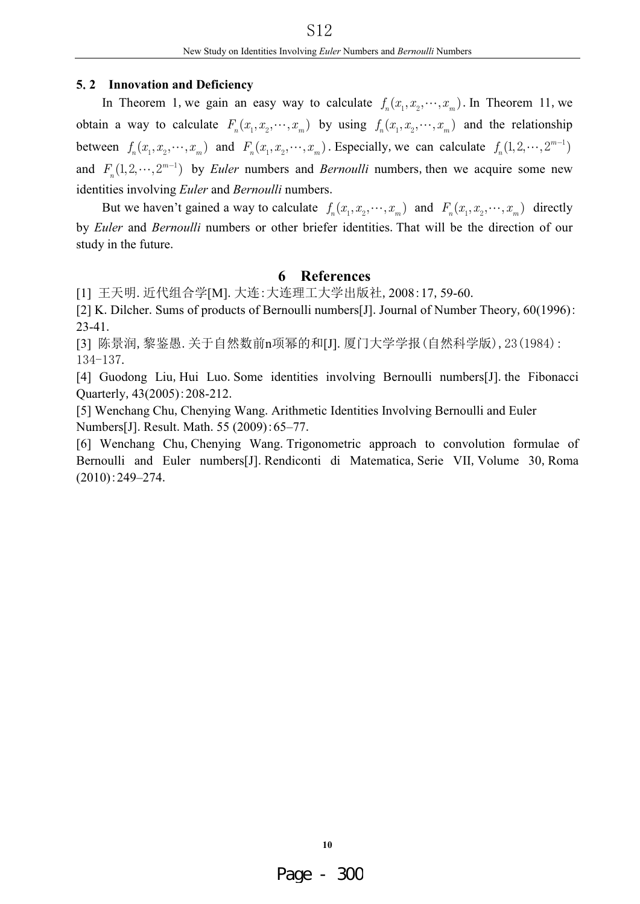### 5.2 Innovation and Deficiency

In Theorem 1, we gain an easy way to calculate $f_n(x_1, x_2, \cdots, x_m)$. In Theorem 11, we obtain a way to calculate $F_n(x_1, x_2, \cdots, x_m)$ by using $f_n(x_1, x_2, \cdots, x_m)$ and the relationship between $f_n(x_1, x_2, \cdots, x_m)$ and $F_n(x_1, x_2, \cdots, x_m)$. Especially, we can calculate $f_n(1, 2, \cdots, 2^{m-1})$ and $F_n(1, 2, \cdots, 2^{m-1})$ by *Euler* numbers and *Bernoulli* numbers, then we acquire some new identities involving *Euler* and *Bernoulli* numbers.

But we haven't gained a way to calculate $f_n(x_1, x_2, \cdots, x_m)$ and $F_n(x_1, x_2, \cdots, x_m)$ directly by *Euler* and *Bernoulli* numbers or other briefer identities. That will be the direction of our study in the future.

## 6 References

[1] 王天明. 近代组合学[M]. 大连:大连理工大学出版社, 2008:17, 59-60.

[2] K. Dilcher. Sums of products of Bernoulli numbers[J]. Journal of Number Theory, 60(1996): 23-41.

[3] 陈景润, 黎鉴愚. 关于自然数前n项幂的和[J]. 厦门大学学报(自然科学版), 23(1984): 134-137.

[4] Guodong Liu, Hui Luo. Some identities involving Bernoulli numbers[J]. the Fibonacci Quarterly, 43(2005):208-212.

[5] Wenchang Chu, Chenying Wang. Arithmetic Identities Involving Bernoulli and Euler Numbers[J]. Result. Math. 55 (2009):65–77.

[6] Wenchang Chu, Chenying Wang. Trigonometric approach to convolution formulae of Bernoulli and Euler numbers[J]. Rendiconti di Matematica, Serie VII, Volume 30, Roma (2010):249–274.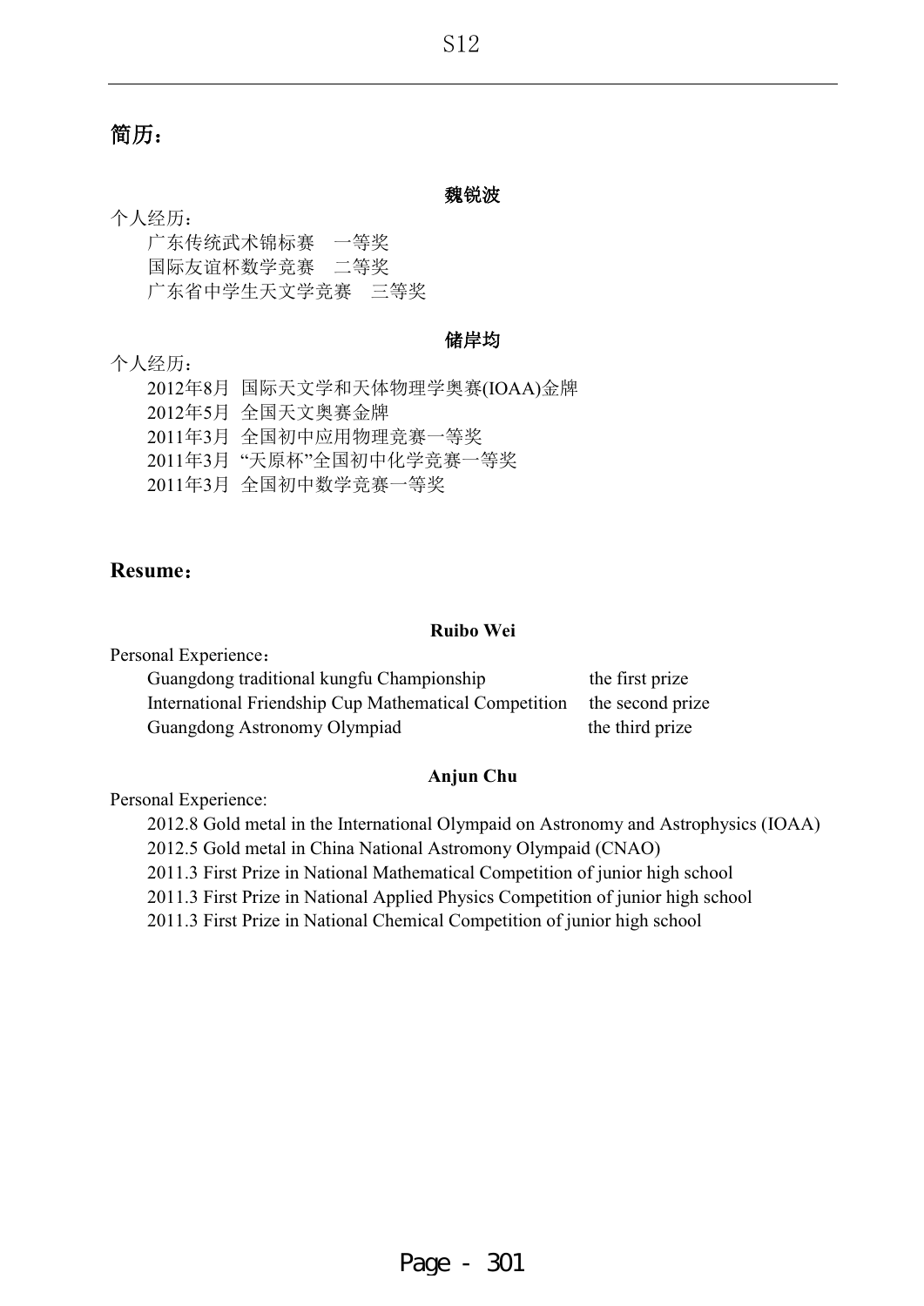## 简历：

**魏锐波**

个人经历：

广东传统武术锦标赛　一等奖
国际友谊杯数学竞赛　二等奖
广东省中学生天文学竞赛　三等奖

**储岸均**

个人经历：

2012年8月 国际天文学和天体物理学奥赛(IOAA)金牌
2012年5月 全国天文奥赛金牌
2011年3月 全国初中应用物理竞赛一等奖
2011年3月 "天原杯"全国初中化学竞赛一等奖
2011年3月 全国初中数学竞赛一等奖

## Resume：

**Ruibo Wei**

Personal Experience：

| | |
|---|---|
| Guangdong traditional kungfu Championship | the first prize |
| International Friendship Cup Mathematical Competition | the second prize |
| Guangdong Astronomy Olympiad | the third prize |

**Anjun Chu**

Personal Experience:

2012.8 Gold metal in the International Olympaid on Astronomy and Astrophysics (IOAA)
2012.5 Gold metal in China National Astromony Olympaid (CNAO)
2011.3 First Prize in National Mathematical Competition of junior high school
2011.3 First Prize in National Applied Physics Competition of junior high school
2011.3 First Prize in National Chemical Competition of junior high school